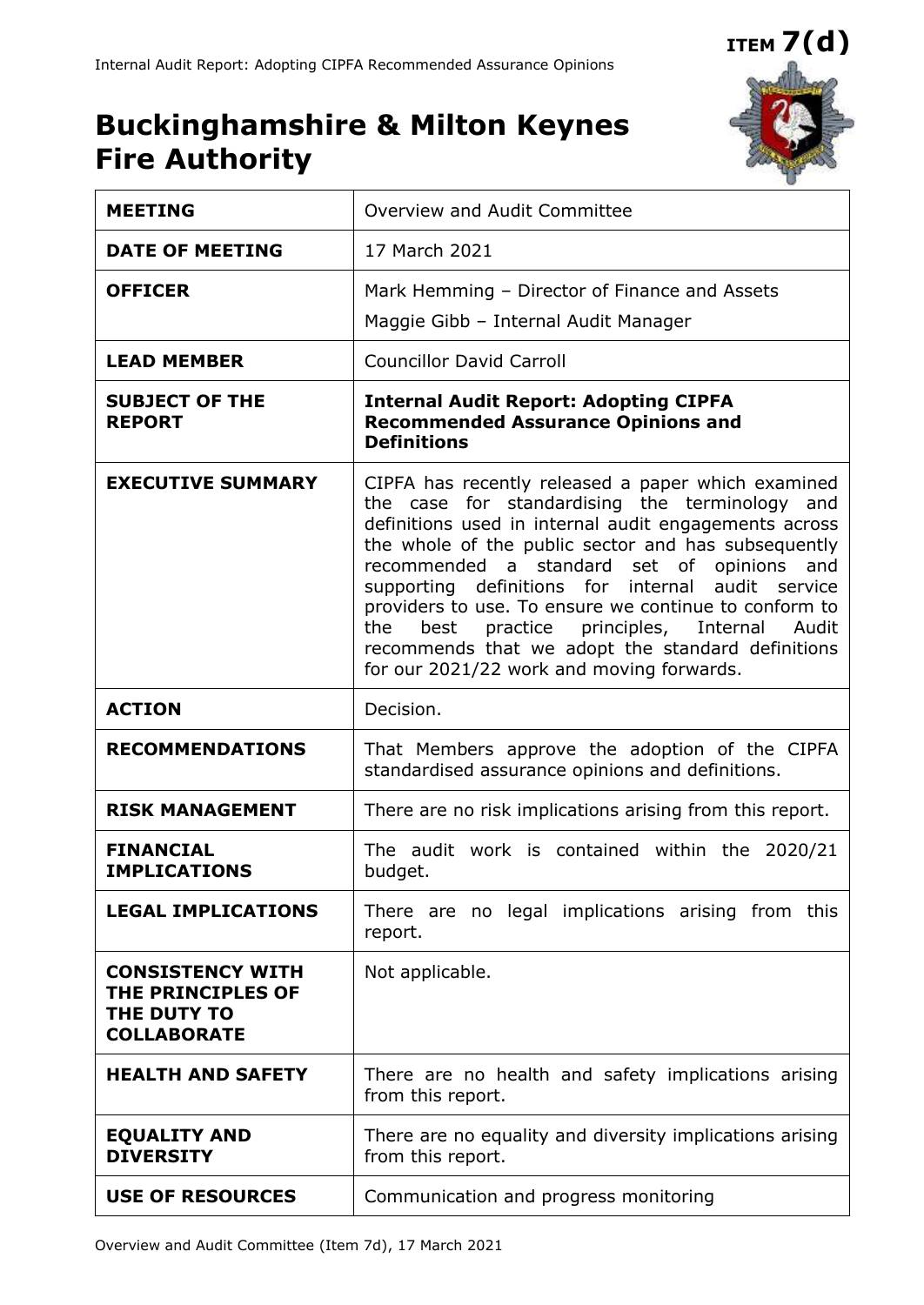ITEM 7(d)

# Buckinghamshire & Milton Keynes Fire Authority

| | |
|---|---|
| **MEETING** | Overview and Audit Committee |
| **DATE OF MEETING** | 17 March 2021 |
| **OFFICER** | Mark Hemming – Director of Finance and Assets<br>Maggie Gibb – Internal Audit Manager |
| **LEAD MEMBER** | Councillor David Carroll |
| **SUBJECT OF THE REPORT** | **Internal Audit Report: Adopting CIPFA Recommended Assurance Opinions and Definitions** |
| **EXECUTIVE SUMMARY** | CIPFA has recently released a paper which examined the case for standardising the terminology and definitions used in internal audit engagements across the whole of the public sector and has subsequently recommended a standard set of opinions and supporting definitions for internal audit service providers to use. To ensure we continue to conform to the best practice principles, Internal Audit recommends that we adopt the standard definitions for our 2021/22 work and moving forwards. |
| **ACTION** | Decision. |
| **RECOMMENDATIONS** | That Members approve the adoption of the CIPFA standardised assurance opinions and definitions. |
| **RISK MANAGEMENT** | There are no risk implications arising from this report. |
| **FINANCIAL IMPLICATIONS** | The audit work is contained within the 2020/21 budget. |
| **LEGAL IMPLICATIONS** | There are no legal implications arising from this report. |
| **CONSISTENCY WITH THE PRINCIPLES OF THE DUTY TO COLLABORATE** | Not applicable. |
| **HEALTH AND SAFETY** | There are no health and safety implications arising from this report. |
| **EQUALITY AND DIVERSITY** | There are no equality and diversity implications arising from this report. |
| **USE OF RESOURCES** | Communication and progress monitoring |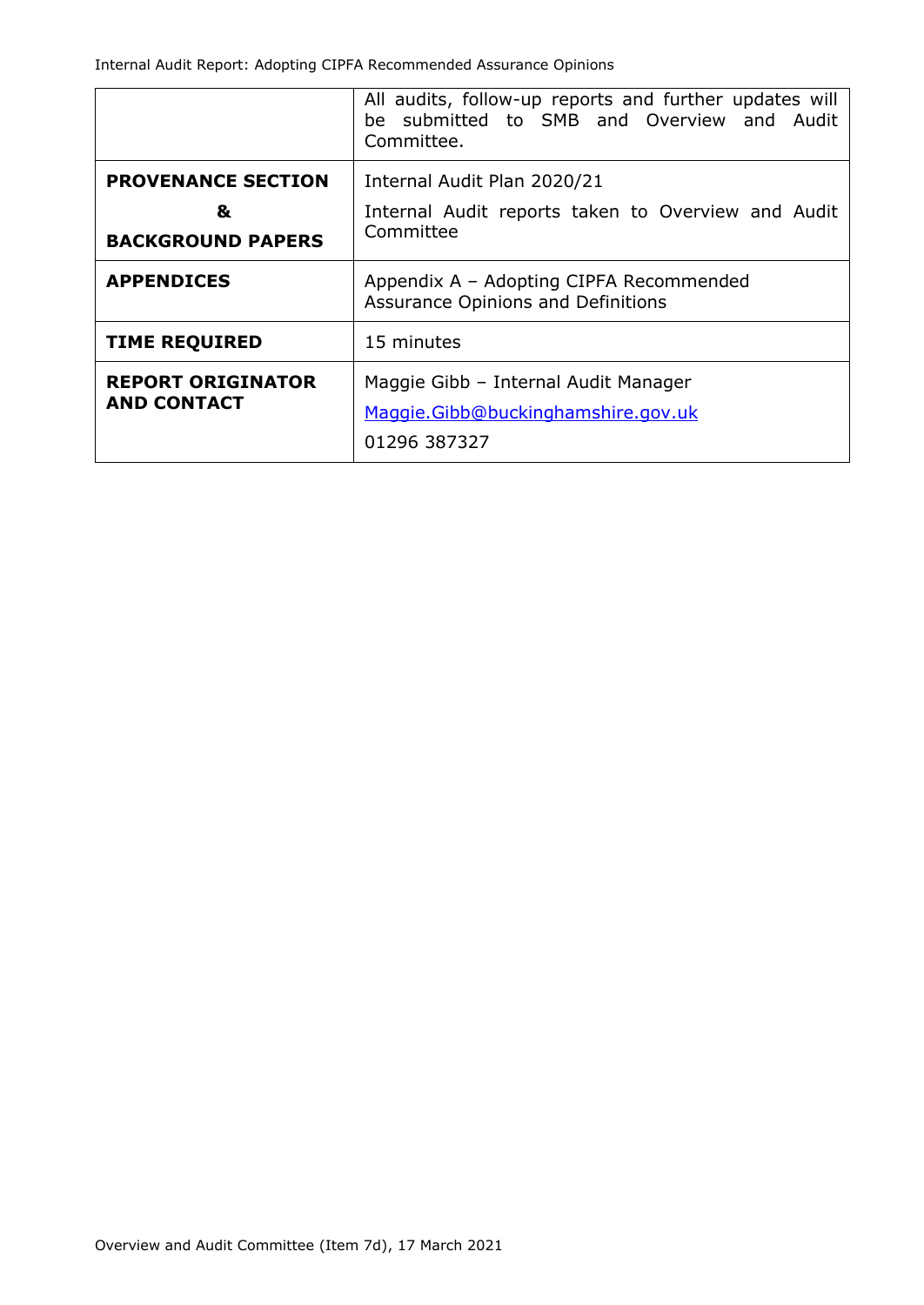| | |
|---|---|
| | All audits, follow-up reports and further updates will be submitted to SMB and Overview and Audit Committee. |
| **PROVENANCE SECTION & BACKGROUND PAPERS** | Internal Audit Plan 2020/21<br>Internal Audit reports taken to Overview and Audit Committee |
| **APPENDICES** | Appendix A – Adopting CIPFA Recommended Assurance Opinions and Definitions |
| **TIME REQUIRED** | 15 minutes |
| **REPORT ORIGINATOR AND CONTACT** | Maggie Gibb – Internal Audit Manager<br>Maggie.Gibb@buckinghamshire.gov.uk<br>01296 387327 |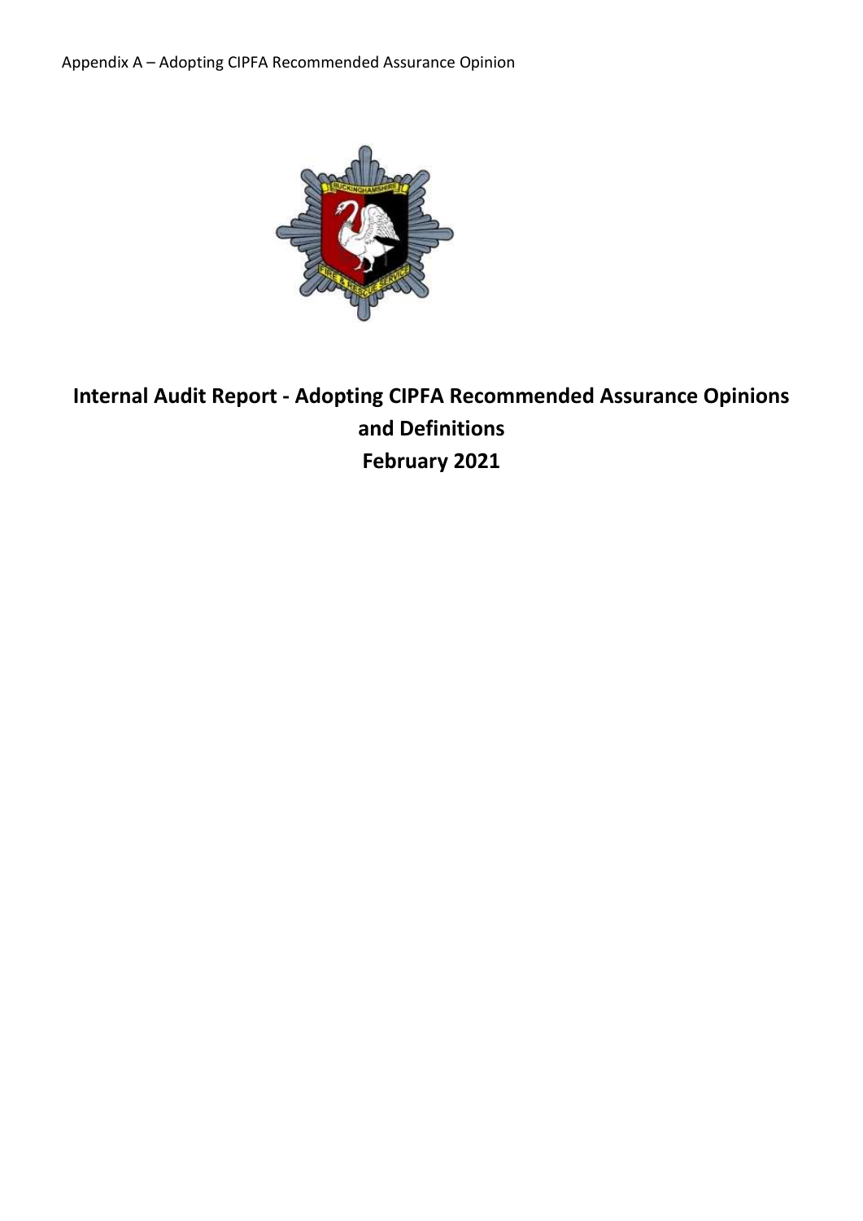Appendix A – Adopting CIPFA Recommended Assurance Opinion

# Internal Audit Report - Adopting CIPFA Recommended Assurance Opinions and Definitions

# February 2021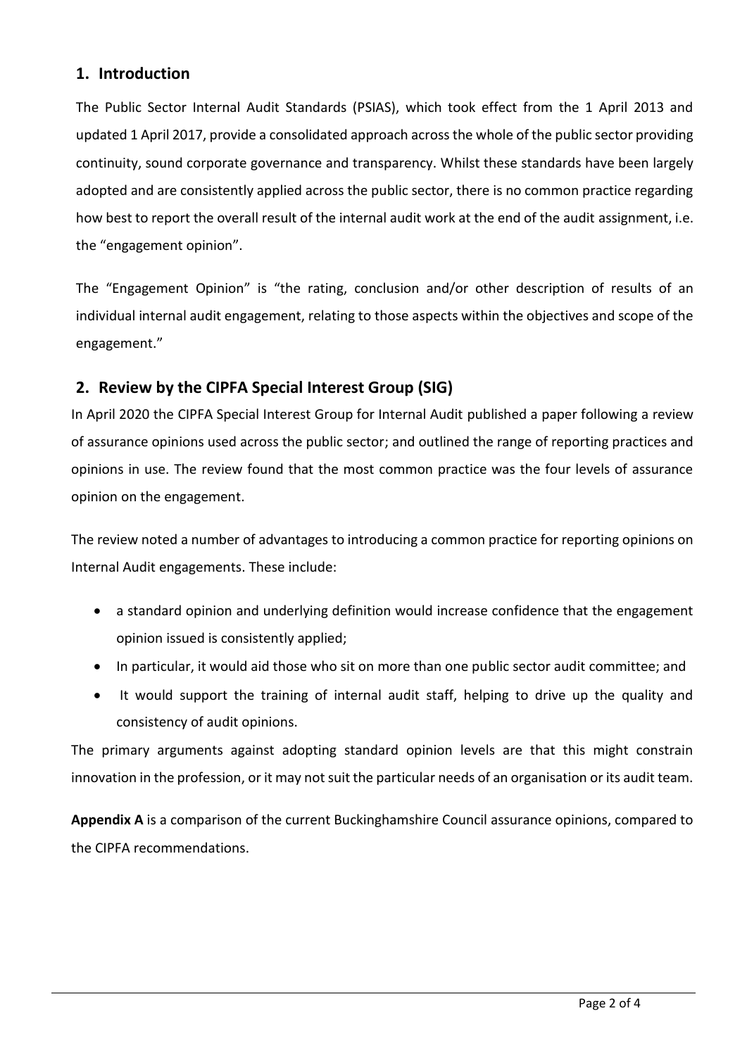## 1. Introduction

The Public Sector Internal Audit Standards (PSIAS), which took effect from the 1 April 2013 and updated 1 April 2017, provide a consolidated approach across the whole of the public sector providing continuity, sound corporate governance and transparency. Whilst these standards have been largely adopted and are consistently applied across the public sector, there is no common practice regarding how best to report the overall result of the internal audit work at the end of the audit assignment, i.e. the "engagement opinion".

The "Engagement Opinion" is "the rating, conclusion and/or other description of results of an individual internal audit engagement, relating to those aspects within the objectives and scope of the engagement."

## 2. Review by the CIPFA Special Interest Group (SIG)

In April 2020 the CIPFA Special Interest Group for Internal Audit published a paper following a review of assurance opinions used across the public sector; and outlined the range of reporting practices and opinions in use. The review found that the most common practice was the four levels of assurance opinion on the engagement.

The review noted a number of advantages to introducing a common practice for reporting opinions on Internal Audit engagements. These include:

- a standard opinion and underlying definition would increase confidence that the engagement opinion issued is consistently applied;
- In particular, it would aid those who sit on more than one public sector audit committee; and
- It would support the training of internal audit staff, helping to drive up the quality and consistency of audit opinions.

The primary arguments against adopting standard opinion levels are that this might constrain innovation in the profession, or it may not suit the particular needs of an organisation or its audit team.

**Appendix A** is a comparison of the current Buckinghamshire Council assurance opinions, compared to the CIPFA recommendations.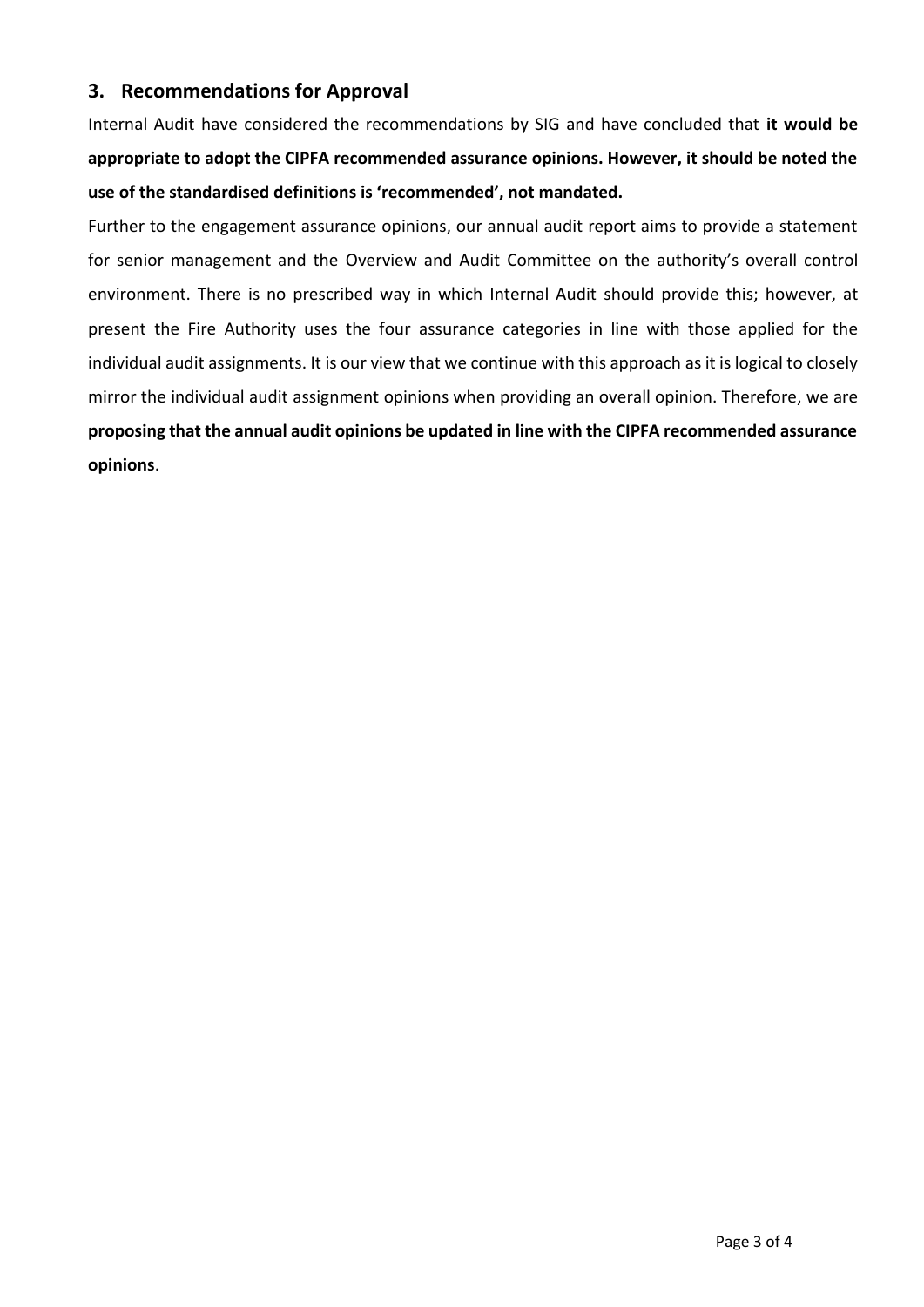## 3. Recommendations for Approval

Internal Audit have considered the recommendations by SIG and have concluded that **it would be appropriate to adopt the CIPFA recommended assurance opinions. However, it should be noted the use of the standardised definitions is 'recommended', not mandated.**

Further to the engagement assurance opinions, our annual audit report aims to provide a statement for senior management and the Overview and Audit Committee on the authority's overall control environment. There is no prescribed way in which Internal Audit should provide this; however, at present the Fire Authority uses the four assurance categories in line with those applied for the individual audit assignments. It is our view that we continue with this approach as it is logical to closely mirror the individual audit assignment opinions when providing an overall opinion. Therefore, we are **proposing that the annual audit opinions be updated in line with the CIPFA recommended assurance opinions**.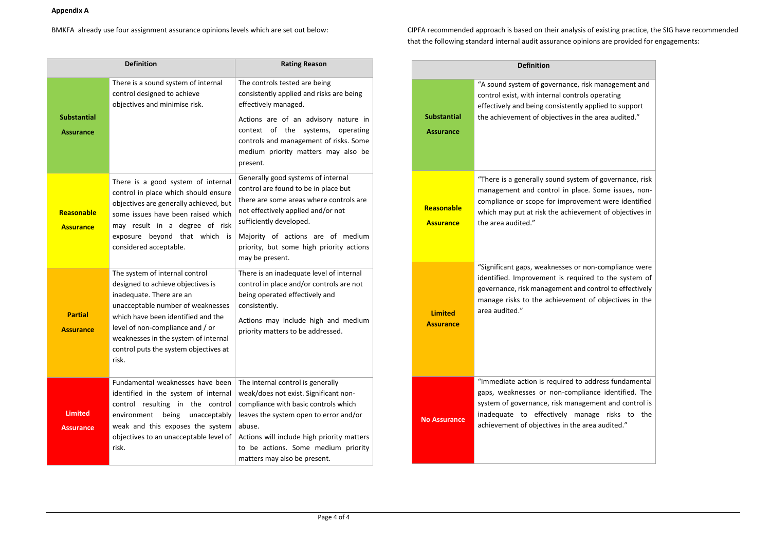**Appendix A**

BMKFA already use four assignment assurance opinions levels which are set out below:

| | Definition | Rating Reason |
|---|---|---|
| **Substantial Assurance** | There is a sound system of internal control designed to achieve objectives and minimise risk. | The controls tested are being consistently applied and risks are being effectively managed. Actions are of an advisory nature in context of the systems, operating controls and management of risks. Some medium priority matters may also be present. |
| **Reasonable Assurance** | There is a good system of internal control in place which should ensure objectives are generally achieved, but some issues have been raised which may result in a degree of risk exposure beyond that which is considered acceptable. | Generally good systems of internal control are found to be in place but there are some areas where controls are not effectively applied and/or not sufficiently developed. Majority of actions are of medium priority, but some high priority actions may be present. |
| **Partial Assurance** | The system of internal control designed to achieve objectives is inadequate. There are an unacceptable number of weaknesses which have been identified and the level of non-compliance and / or weaknesses in the system of internal control puts the system objectives at risk. | There is an inadequate level of internal control in place and/or controls are not being operated effectively and consistently. Actions may include high and medium priority matters to be addressed. |
| **Limited Assurance** | Fundamental weaknesses have been identified in the system of internal control resulting in the control environment being unacceptably weak and this exposes the system objectives to an unacceptable level of risk. | The internal control is generally weak/does not exist. Significant non-compliance with basic controls which leaves the system open to error and/or abuse. Actions will include high priority matters to be actions. Some medium priority matters may also be present. |

CIPFA recommended approach is based on their analysis of existing practice, the SIG have recommended that the following standard internal audit assurance opinions are provided for engagements:

| | Definition |
|---|---|
| **Substantial Assurance** | "A sound system of governance, risk management and control exist, with internal controls operating effectively and being consistently applied to support the achievement of objectives in the area audited." |
| **Reasonable Assurance** | "There is a generally sound system of governance, risk management and control in place. Some issues, non-compliance or scope for improvement were identified which may put at risk the achievement of objectives in the area audited." |
| **Limited Assurance** | "Significant gaps, weaknesses or non-compliance were identified. Improvement is required to the system of governance, risk management and control to effectively manage risks to the achievement of objectives in the area audited." |
| **No Assurance** | "Immediate action is required to address fundamental gaps, weaknesses or non-compliance identified. The system of governance, risk management and control is inadequate to effectively manage risks to the achievement of objectives in the area audited." |